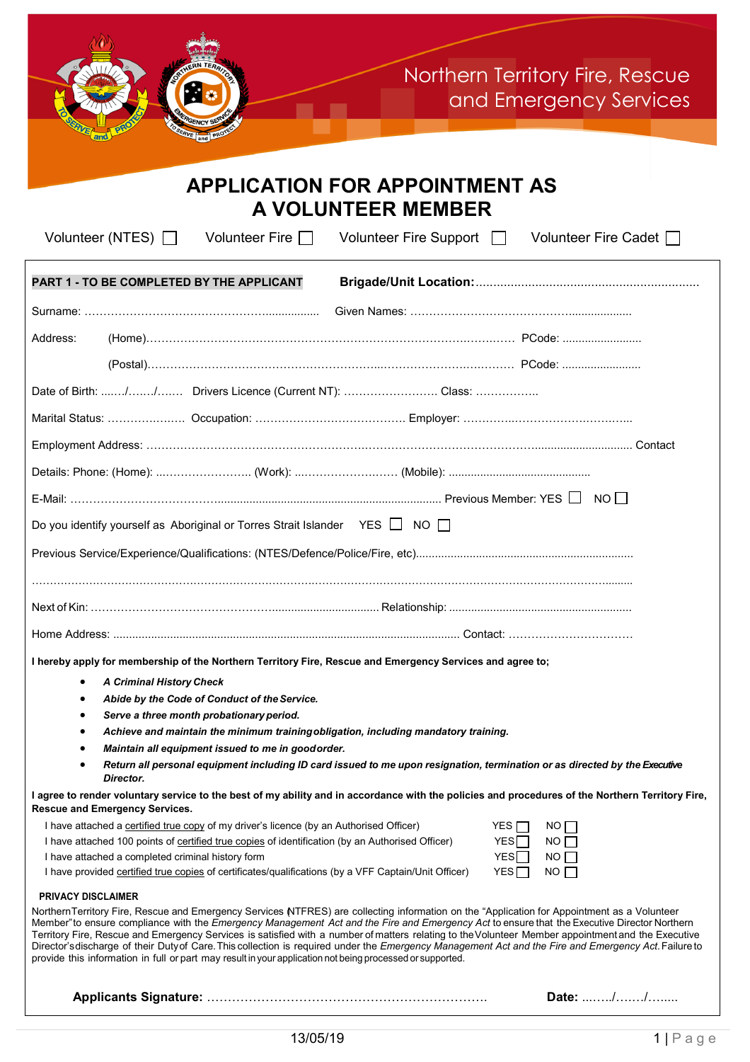Northern Territory Fire, Rescue and Emergency Services

# APPLICATION FOR APPOINTMENT AS A VOLUNTEER MEMBER

Volunteer (NTES) ☐ Volunteer Fire ☐ Volunteer Fire Support ☐ Volunteer Fire Cadet ☐

**PART 1 - TO BE COMPLETED BY THE APPLICANT** **Brigade/Unit Location:**..................................................................

Surname: ……………………………………………….................. Given Names: ………………………………………...................

Address: (Home)……………………………………………………………………………….……… PCode: ........................

(Postal)…………………………………………………………..……………………….……… PCode: ........................

Date of Birth: ...…./……./……. Drivers Licence (Current NT): ……………………. Class: ……………..

Marital Status: ……………….. Occupation: …………………………………. Employer: …………..………………………..

Employment Address: ……………………………………………….…………………………………….............................. Contact

Details: Phone: (Home): ..……………………. (Work): ..……………………. (Mobile): ............................................

E-Mail: …………………………………........................................................................ Previous Member: YES ☐ NO ☐

Do you identify yourself as Aboriginal or Torres Strait Islander YES ☐ NO ☐

Previous Service/Experience/Qualifications: (NTES/Defence/Police/Fire, etc)...................................................................

……………………………………………………………………………………………………………………………………........

Next of Kin: …………………………………………................................. Relationship: ........................................................

Home Address: ........................................................................................................ Contact: ……………………………

**I hereby apply for membership of the Northern Territory Fire, Rescue and Emergency Services and agree to;**

- ***A Criminal History Check***
- ***Abide by the Code of Conduct of the Service.***
- ***Serve a three month probationary period.***
- ***Achieve and maintain the minimum training obligation, including mandatory training.***
- ***Maintain all equipment issued to me in good order.***
- ***Return all personal equipment including ID card issued to me upon resignation, termination or as directed by the Executive Director.***

**I agree to render voluntary service to the best of my ability and in accordance with the policies and procedures of the Northern Territory Fire, Rescue and Emergency Services.**

I have attached a certified true copy of my driver's licence (by an Authorised Officer) YES ☐ NO ☐

I have attached 100 points of certified true copies of identification (by an Authorised Officer) YES ☐ NO ☐

I have attached a completed criminal history form YES ☐ NO ☐

I have provided certified true copies of certificates/qualifications (by a VFF Captain/Unit Officer) YES ☐ NO ☐

**PRIVACY DISCLAIMER**

Northern Territory Fire, Rescue and Emergency Services (NTFRES) are collecting information on the "Application for Appointment as a Volunteer Member" to ensure compliance with the *Emergency Management Act and the Fire and Emergency Act* to ensure that the Executive Director Northern Territory Fire, Rescue and Emergency Services is satisfied with a number of matters relating to the Volunteer Member appointment and the Executive Director's discharge of their Duty of Care. This collection is required under the *Emergency Management Act and the Fire and Emergency Act.* Failure to provide this information in full or part may result in your application not being processed or supported.

**Applicants Signature:** ………………………………………………………… **Date:** ...…./……./……..

13/05/19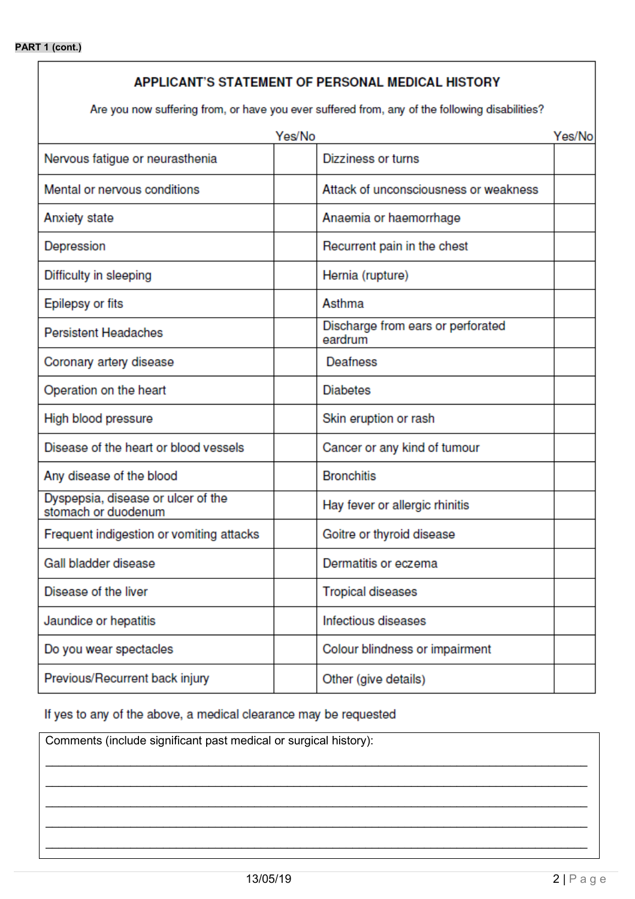**PART 1 (cont.)**

## APPLICANT'S STATEMENT OF PERSONAL MEDICAL HISTORY

Are you now suffering from, or have you ever suffered from, any of the following disabilities?

| | Yes/No | | Yes/No |
|---|---|---|---|
| Nervous fatigue or neurasthenia | | Dizziness or turns | |
| Mental or nervous conditions | | Attack of unconsciousness or weakness | |
| Anxiety state | | Anaemia or haemorrhage | |
| Depression | | Recurrent pain in the chest | |
| Difficulty in sleeping | | Hernia (rupture) | |
| Epilepsy or fits | | Asthma | |
| Persistent Headaches | | Discharge from ears or perforated eardrum | |
| Coronary artery disease | | Deafness | |
| Operation on the heart | | Diabetes | |
| High blood pressure | | Skin eruption or rash | |
| Disease of the heart or blood vessels | | Cancer or any kind of tumour | |
| Any disease of the blood | | Bronchitis | |
| Dyspepsia, disease or ulcer of the stomach or duodenum | | Hay fever or allergic rhinitis | |
| Frequent indigestion or vomiting attacks | | Goitre or thyroid disease | |
| Gall bladder disease | | Dermatitis or eczema | |
| Disease of the liver | | Tropical diseases | |
| Jaundice or hepatitis | | Infectious diseases | |
| Do you wear spectacles | | Colour blindness or impairment | |
| Previous/Recurrent back injury | | Other (give details) | |

If yes to any of the above, a medical clearance may be requested

Comments (include significant past medical or surgical history):

______________________________________________________________________________

______________________________________________________________________________

______________________________________________________________________________

______________________________________________________________________________

______________________________________________________________________________

13/05/19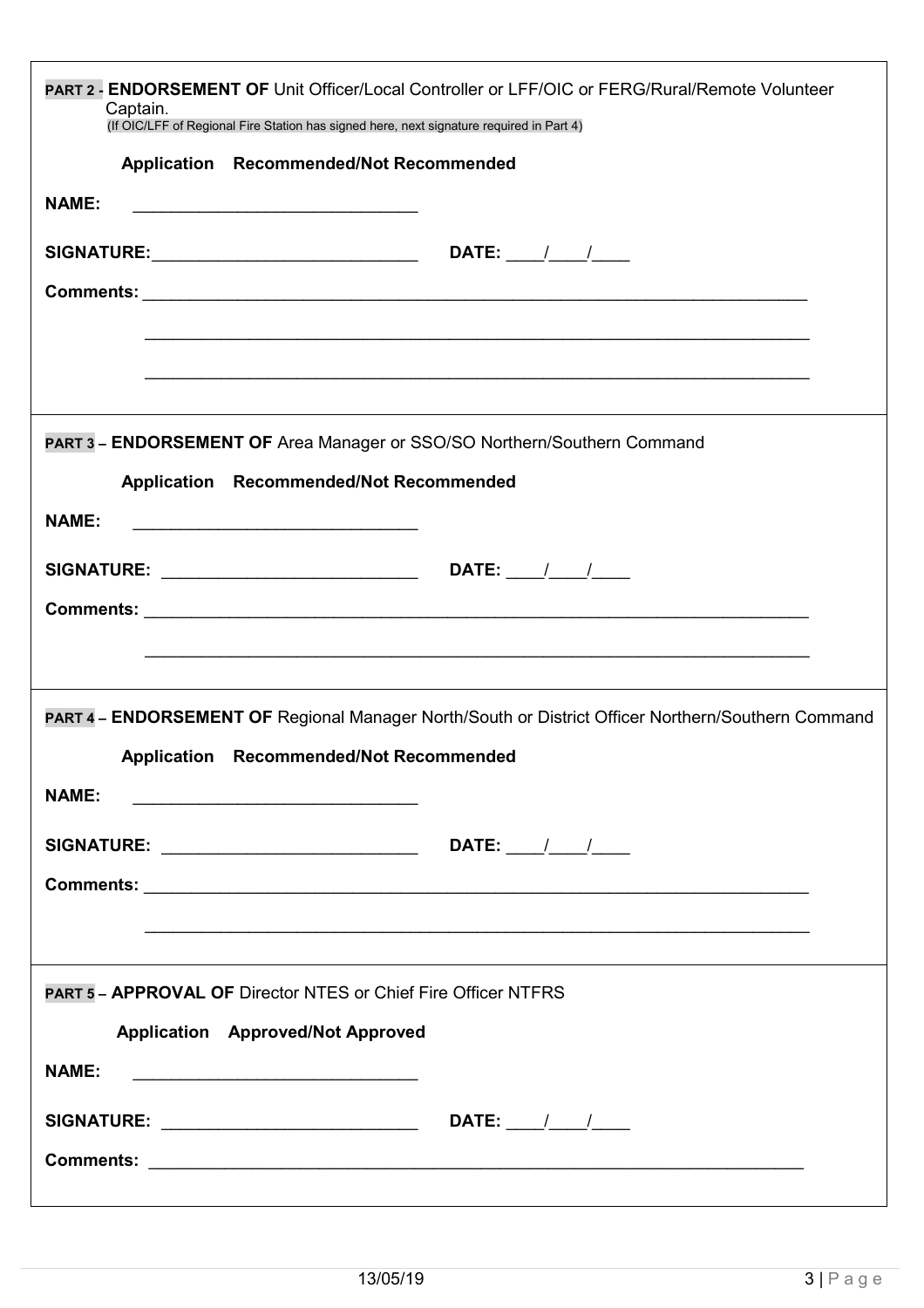**PART 2 - ENDORSEMENT OF** Unit Officer/Local Controller or LFF/OIC or FERG/Rural/Remote Volunteer Captain.
(If OIC/LFF of Regional Fire Station has signed here, next signature required in Part 4)

**Application Recommended/Not Recommended**

**NAME:** ______________________________

**SIGNATURE:** ____________________________ **DATE:** ____/____/____

**Comments:** ________________________________________________________________________

________________________________________________________________________

________________________________________________________________________

**PART 3 – ENDORSEMENT OF** Area Manager or SSO/SO Northern/Southern Command

**Application Recommended/Not Recommended**

**NAME:** ______________________________

**SIGNATURE:** ____________________________ **DATE:** ____/____/____

**Comments:** ________________________________________________________________________

________________________________________________________________________

**PART 4 – ENDORSEMENT OF** Regional Manager North/South or District Officer Northern/Southern Command

**Application Recommended/Not Recommended**

**NAME:** ______________________________

**SIGNATURE:** ____________________________ **DATE:** ____/____/____

**Comments:** ________________________________________________________________________

________________________________________________________________________

**PART 5 – APPROVAL OF** Director NTES or Chief Fire Officer NTFRS

**Application Approved/Not Approved**

**NAME:** ______________________________

**SIGNATURE:** ____________________________ **DATE:** ____/____/____

**Comments:** ________________________________________________________________________

13/05/19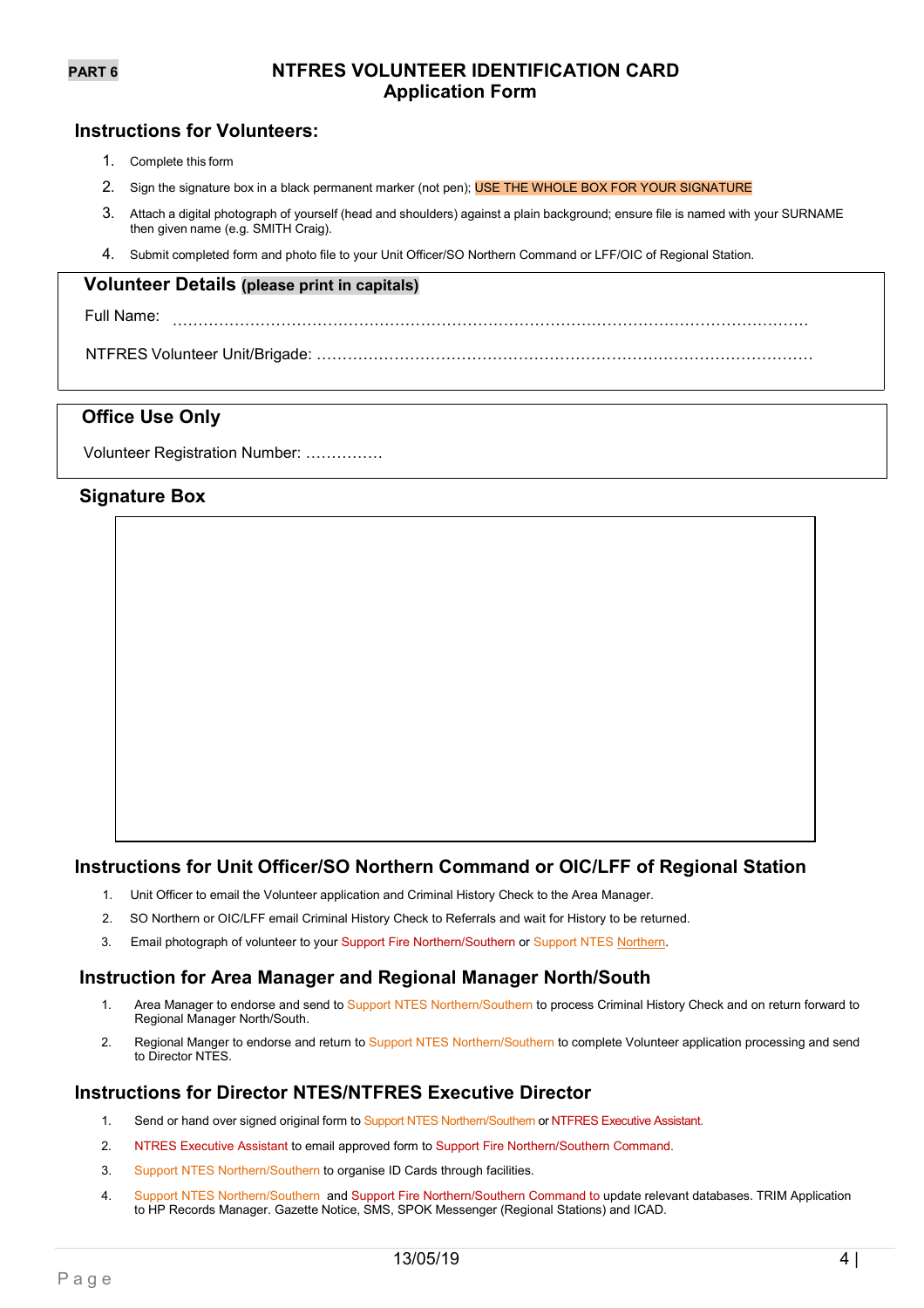PART 6

# NTFRES VOLUNTEER IDENTIFICATION CARD
## Application Form

### Instructions for Volunteers:

1. Complete this form
2. Sign the signature box in a black permanent marker (not pen); USE THE WHOLE BOX FOR YOUR SIGNATURE
3. Attach a digital photograph of yourself (head and shoulders) against a plain background; ensure file is named with your SURNAME then given name (e.g. SMITH Craig).
4. Submit completed form and photo file to your Unit Officer/SO Northern Command or LFF/OIC of Regional Station.

### Volunteer Details **(please print in capitals)**

Full Name: ……………………………………………………………………………………………………………

NTFRES Volunteer Unit/Brigade: ……………………………………………………………………………………

### Office Use Only

Volunteer Registration Number: ……………

### Signature Box

### Instructions for Unit Officer/SO Northern Command or OIC/LFF of Regional Station

1. Unit Officer to email the Volunteer application and Criminal History Check to the Area Manager.
2. SO Northern or OIC/LFF email Criminal History Check to Referrals and wait for History to be returned.
3. Email photograph of volunteer to your Support Fire Northern/Southern or Support NTES Northern.

### Instruction for Area Manager and Regional Manager North/South

1. Area Manager to endorse and send to Support NTES Northern/Southern to process Criminal History Check and on return forward to Regional Manager North/South.
2. Regional Manger to endorse and return to Support NTES Northern/Southern to complete Volunteer application processing and send to Director NTES.

### Instructions for Director NTES/NTFRES Executive Director

1. Send or hand over signed original form to Support NTES Northern/Southern or NTFRES Executive Assistant.
2. NTRES Executive Assistant to email approved form to Support Fire Northern/Southern Command.
3. Support NTES Northern/Southern to organise ID Cards through facilities.
4. Support NTES Northern/Southern and Support Fire Northern/Southern Command to update relevant databases. TRIM Application to HP Records Manager. Gazette Notice, SMS, SPOK Messenger (Regional Stations) and ICAD.

13/05/19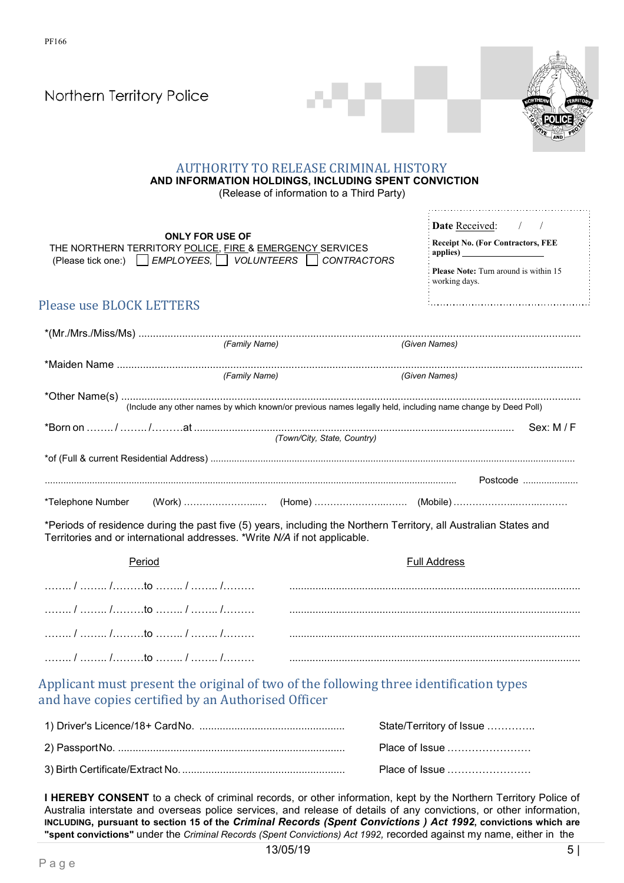PF166

Northern Territory Police

# AUTHORITY TO RELEASE CRIMINAL HISTORY

**AND INFORMATION HOLDINGS, INCLUDING SPENT CONVICTION**

(Release of information to a Third Party)

**ONLY FOR USE OF**

THE NORTHERN TERRITORY POLICE, FIRE & EMERGENCY SERVICES

(Please tick one:) ☐ *EMPLOYEES,* ☐ *VOLUNTEERS* ☐ *CONTRACTORS*

**Date** Received: / /

**Receipt No. (For Contractors, FEE applies)** ________________

**Please Note:** Turn around is within 15 working days.

## Please use BLOCK LETTERS

*(Mr./Mrs./Miss/Ms) ..........................................................................................................................................
*(Family Name)* *(Given Names)*

*Maiden Name ..........................................................................................................................................
*(Family Name)* *(Given Names)*

*Other Name(s) ..........................................................................................................................................
(Include any other names by which known/or previous names legally held, including name change by Deed Poll)

*Born on ……../ ……../………at ........................................................................................................ Sex: M / F
*(Town/City, State, Country)*

*of (Full & current Residential Address) ..........................................................................................................................................

.......................................................................................................................................... Postcode ....................

*Telephone Number (Work) …………………...... (Home) ……………………..…. (Mobile) ………………….…….….……

*Periods of residence during the past five (5) years, including the Northern Territory, all Australian States and Territories and or international addresses. *Write *N/A* if not applicable.

| Period | Full Address |
|---|---|
| …….. / …….. /………to …….. / …….. /……… | .................................................................................................... |
| …….. / …….. /………to …….. / …….. /……… | .................................................................................................... |
| …….. / …….. /………to …….. / …….. /……… | .................................................................................................... |
| …….. / …….. /………to …….. / …….. /……… | .................................................................................................... |

## Applicant must present the original of two of the following three identification types and have copies certified by an Authorised Officer

1) Driver's Licence/18+ Card No. ................................................. State/Territory of Issue …………..

2) Passport No. .............................................................................. Place of Issue ……………………

3) Birth Certificate/Extract No. ....................................................... Place of Issue ……………………

**I HEREBY CONSENT** to a check of criminal records, or other information, kept by the Northern Territory Police of Australia interstate and overseas police services, and release of details of any convictions, or other information, **INCLUDING, pursuant to section 15 of the *Criminal Records (Spent Convictions ) Act 1992*, convictions which are "spent convictions"** under the *Criminal Records (Spent Convictions) Act 1992,* recorded against my name, either in the

13/05/19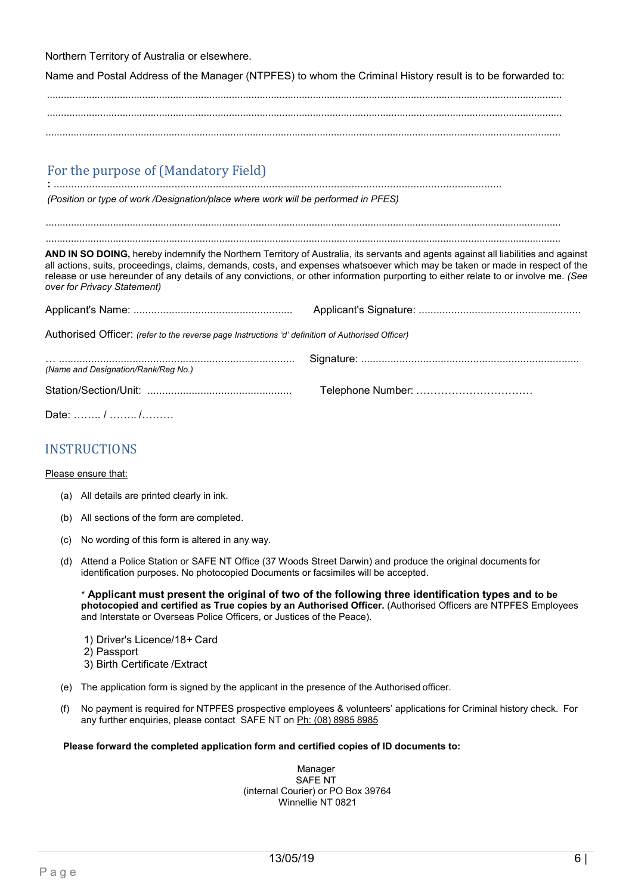Northern Territory of Australia or elsewhere.

Name and Postal Address of the Manager (NTPFES) to whom the Criminal History result is to be forwarded to:

.................................................................................................................................................................................

.................................................................................................................................................................................

.................................................................................................................................................................................

## For the purpose of (Mandatory Field)

: ...........................................................................................................................................................

*(Position or type of work /Designation/place where work will be performed in PFES)*

.................................................................................................................................................................................

.................................................................................................................................................................................

**AND IN SO DOING,** hereby indemnify the Northern Territory of Australia, its servants and agents against all liabilities and against all actions, suits, proceedings, claims, demands, costs, and expenses whatsoever which may be taken or made in respect of the release or use hereunder of any details of any convictions, or other information purporting to either relate to or involve me. *(See over for Privacy Statement)*

Applicant's Name: ...................................................... Applicant's Signature: .......................................................

Authorised Officer: *(refer to the reverse page Instructions 'd' definition of Authorised Officer)*

… ................................................................................ Signature: ..........................................................................

*(Name and Designation/Rank/Reg No.)*

Station/Section/Unit: ................................................. Telephone Number: ……………………………

Date: …….. / …….. /………

## INSTRUCTIONS

Please ensure that:

(a) All details are printed clearly in ink.

(b) All sections of the form are completed.

(c) No wording of this form is altered in any way.

(d) Attend a Police Station or SAFE NT Office (37 Woods Street Darwin) and produce the original documents for identification purposes. No photocopied Documents or facsimiles will be accepted.

\* **Applicant must present the original of two of the following three identification types and to be photocopied and certified as True copies by an Authorised Officer.** (Authorised Officers are NTPFES Employees and Interstate or Overseas Police Officers, or Justices of the Peace).

1) Driver's Licence/18+ Card
2) Passport
3) Birth Certificate /Extract

(e) The application form is signed by the applicant in the presence of the Authorised officer.

(f) No payment is required for NTPFES prospective employees & volunteers' applications for Criminal history check. For any further enquiries, please contact SAFE NT on Ph: (08) 8985 8985

**Please forward the completed application form and certified copies of ID documents to:**

Manager
SAFE NT
(internal Courier) or PO Box 39764
Winnellie NT 0821

13/05/19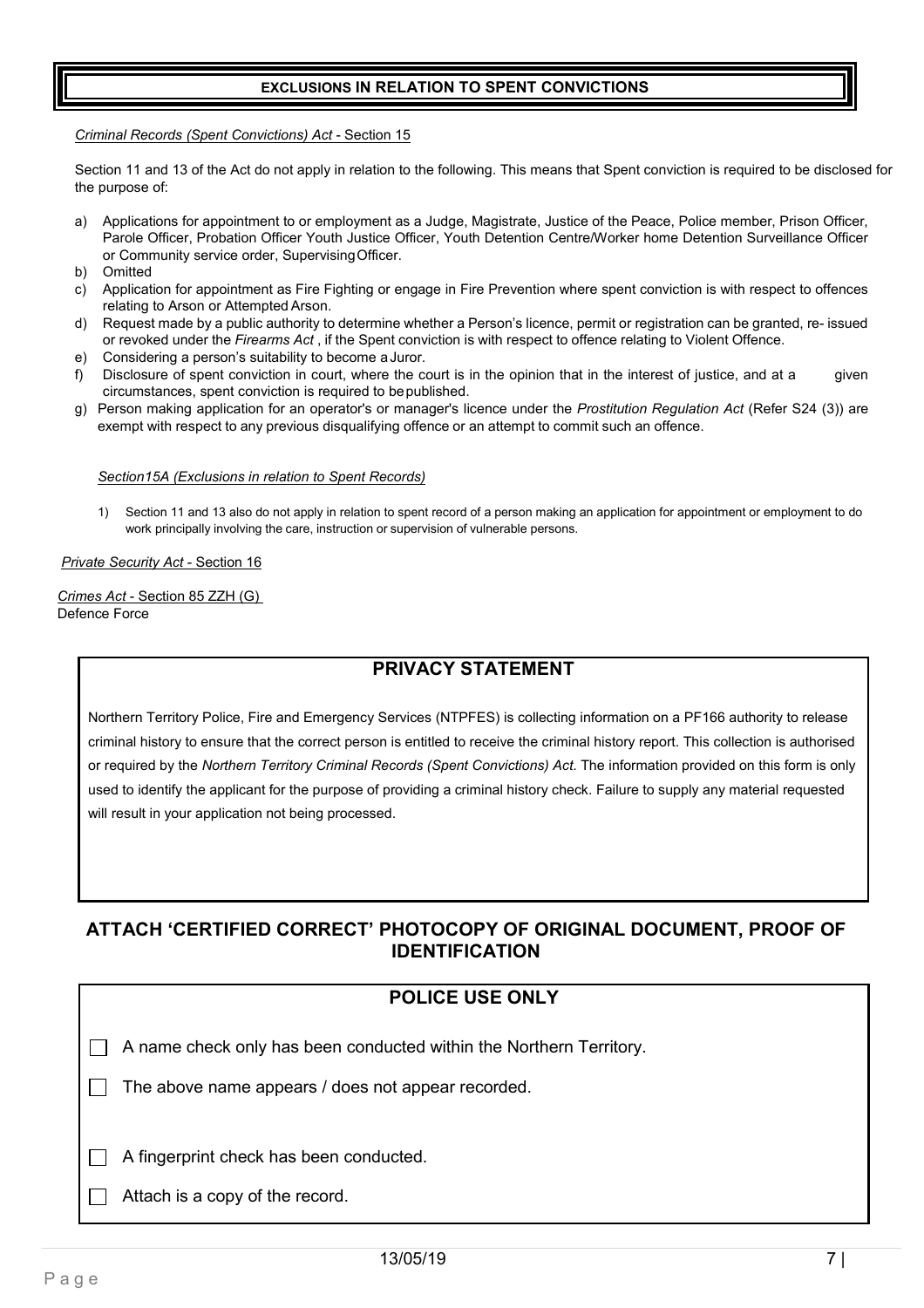## EXCLUSIONS IN RELATION TO SPENT CONVICTIONS

*Criminal Records (Spent Convictions) Act* - Section 15

Section 11 and 13 of the Act do not apply in relation to the following. This means that Spent conviction is required to be disclosed for the purpose of:

a) Applications for appointment to or employment as a Judge, Magistrate, Justice of the Peace, Police member, Prison Officer, Parole Officer, Probation Officer Youth Justice Officer, Youth Detention Centre/Worker home Detention Surveillance Officer or Community service order, Supervising Officer.
b) Omitted
c) Application for appointment as Fire Fighting or engage in Fire Prevention where spent conviction is with respect to offences relating to Arson or Attempted Arson.
d) Request made by a public authority to determine whether a Person's licence, permit or registration can be granted, re- issued or revoked under the *Firearms Act* , if the Spent conviction is with respect to offence relating to Violent Offence.
e) Considering a person's suitability to become a Juror.
f) Disclosure of spent conviction in court, where the court is in the opinion that in the interest of justice, and at a given circumstances, spent conviction is required to be published.
g) Person making application for an operator's or manager's licence under the *Prostitution Regulation Act* (Refer S24 (3)) are exempt with respect to any previous disqualifying offence or an attempt to commit such an offence.

*Section15A (Exclusions in relation to Spent Records)*

1) Section 11 and 13 also do not apply in relation to spent record of a person making an application for appointment or employment to do work principally involving the care, instruction or supervision of vulnerable persons.

*Private Security Act* - Section 16

*Crimes Act* - Section 85 ZZH (G)
Defence Force

## PRIVACY STATEMENT

Northern Territory Police, Fire and Emergency Services (NTPFES) is collecting information on a PF166 authority to release criminal history to ensure that the correct person is entitled to receive the criminal history report. This collection is authorised or required by the *Northern Territory Criminal Records (Spent Convictions) Act.* The information provided on this form is only used to identify the applicant for the purpose of providing a criminal history check. Failure to supply any material requested will result in your application not being processed.

## ATTACH 'CERTIFIED CORRECT' PHOTOCOPY OF ORIGINAL DOCUMENT, PROOF OF IDENTIFICATION

## POLICE USE ONLY

☐ A name check only has been conducted within the Northern Territory.

☐ The above name appears / does not appear recorded.

☐ A fingerprint check has been conducted.

☐ Attach is a copy of the record.

13/05/19